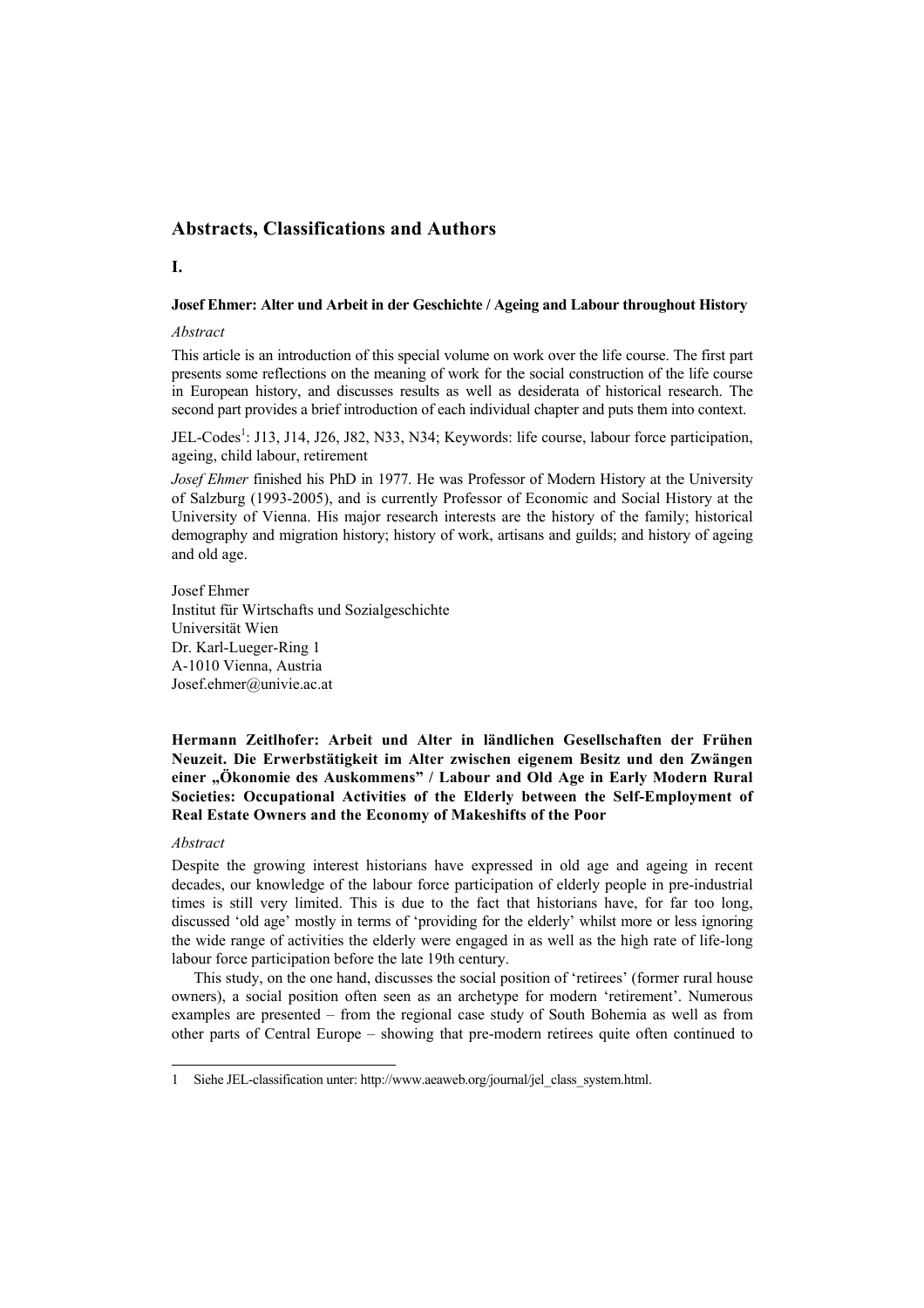## Abstracts, Classifications and Authors

### I.

**Josef Ehmer: Alter und Arbeit in der Geschichte / Ageing and Labour throughout History**

*Abstract*

This article is an introduction of this special volume on work over the life course. The first part presents some reflections on the meaning of work for the social construction of the life course in European history, and discusses results as well as desiderata of historical research. The second part provides a brief introduction of each individual chapter and puts them into context.

JEL-Codes[1]: J13, J14, J26, J82, N33, N34; Keywords: life course, labour force participation, ageing, child labour, retirement

*Josef Ehmer* finished his PhD in 1977. He was Professor of Modern History at the University of Salzburg (1993-2005), and is currently Professor of Economic and Social History at the University of Vienna. His major research interests are the history of the family; historical demography and migration history; history of work, artisans and guilds; and history of ageing and old age.

Josef Ehmer
Institut für Wirtschafts und Sozialgeschichte
Universität Wien
Dr. Karl-Lueger-Ring 1
A-1010 Vienna, Austria
Josef.ehmer@univie.ac.at

**Hermann Zeitlhofer: Arbeit und Alter in ländlichen Gesellschaften der Frühen Neuzeit. Die Erwerbstätigkeit im Alter zwischen eigenem Besitz und den Zwängen einer „Ökonomie des Auskommens" / Labour and Old Age in Early Modern Rural Societies: Occupational Activities of the Elderly between the Self-Employment of Real Estate Owners and the Economy of Makeshifts of the Poor**

*Abstract*

Despite the growing interest historians have expressed in old age and ageing in recent decades, our knowledge of the labour force participation of elderly people in pre-industrial times is still very limited. This is due to the fact that historians have, for far too long, discussed 'old age' mostly in terms of 'providing for the elderly' whilst more or less ignoring the wide range of activities the elderly were engaged in as well as the high rate of life-long labour force participation before the late 19th century.

This study, on the one hand, discusses the social position of 'retirees' (former rural house owners), a social position often seen as an archetype for modern 'retirement'. Numerous examples are presented – from the regional case study of South Bohemia as well as from other parts of Central Europe – showing that pre-modern retirees quite often continued to

[1] Siehe JEL-classification unter: http://www.aeaweb.org/journal/jel_class_system.html.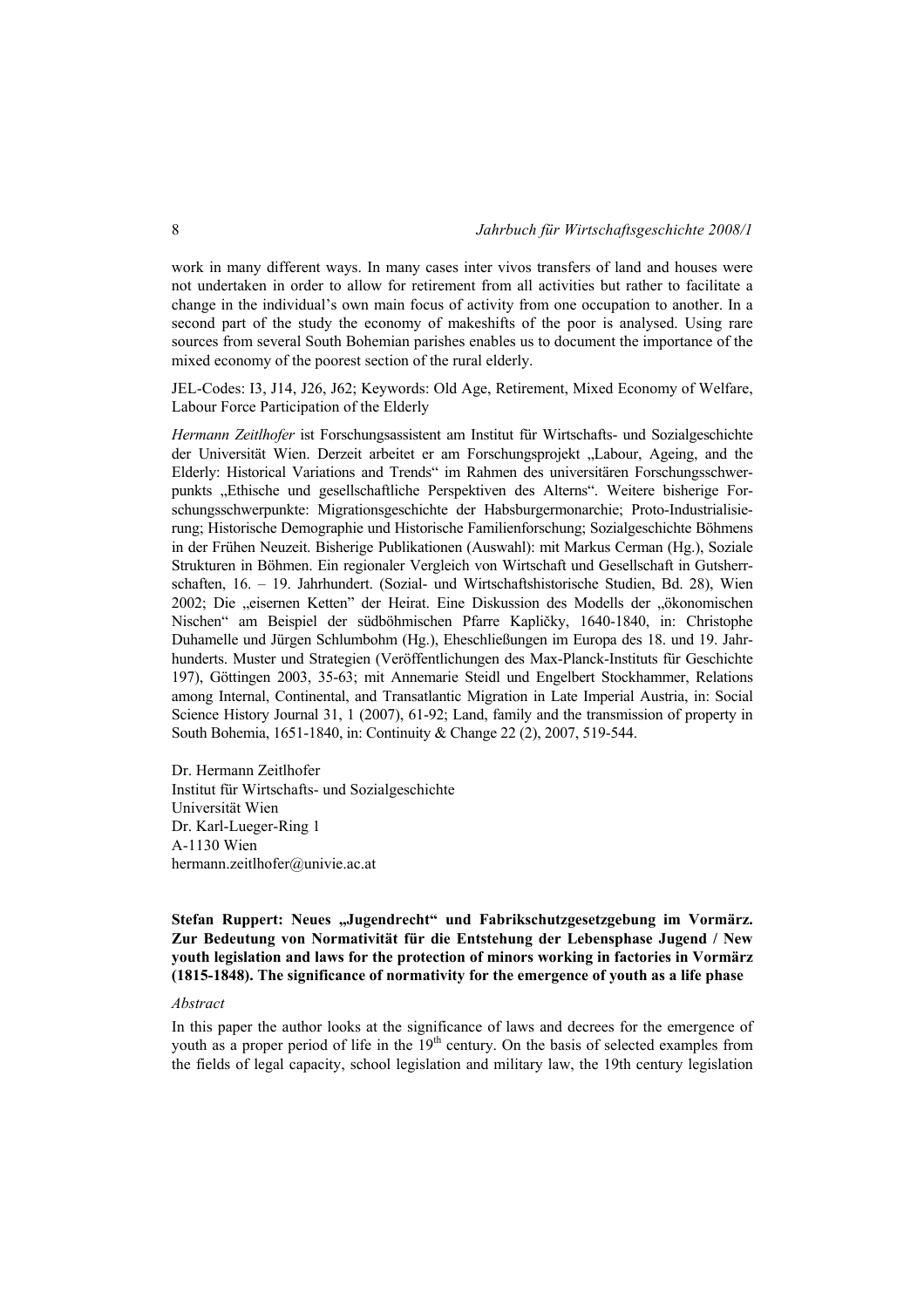work in many different ways. In many cases inter vivos transfers of land and houses were not undertaken in order to allow for retirement from all activities but rather to facilitate a change in the individual's own main focus of activity from one occupation to another. In a second part of the study the economy of makeshifts of the poor is analysed. Using rare sources from several South Bohemian parishes enables us to document the importance of the mixed economy of the poorest section of the rural elderly.

JEL-Codes: I3, J14, J26, J62; Keywords: Old Age, Retirement, Mixed Economy of Welfare, Labour Force Participation of the Elderly

*Hermann Zeitlhofer* ist Forschungsassistent am Institut für Wirtschafts- und Sozialgeschichte der Universität Wien. Derzeit arbeitet er am Forschungsprojekt „Labour, Ageing, and the Elderly: Historical Variations and Trends" im Rahmen des universitären Forschungsschwerpunkts „Ethische und gesellschaftliche Perspektiven des Alterns". Weitere bisherige Forschungsschwerpunkte: Migrationsgeschichte der Habsburgermonarchie; Proto-Industrialisierung; Historische Demographie und Historische Familienforschung; Sozialgeschichte Böhmens in der Frühen Neuzeit. Bisherige Publikationen (Auswahl): mit Markus Cerman (Hg.), Soziale Strukturen in Böhmen. Ein regionaler Vergleich von Wirtschaft und Gesellschaft in Gutsherrschaften, 16. – 19. Jahrhundert. (Sozial- und Wirtschaftshistorische Studien, Bd. 28), Wien 2002; Die „eisernen Ketten" der Heirat. Eine Diskussion des Modells der „ökonomischen Nischen" am Beispiel der südböhmischen Pfarre Kapličky, 1640-1840, in: Christophe Duhamelle und Jürgen Schlumbohm (Hg.), Eheschließungen im Europa des 18. und 19. Jahrhunderts. Muster und Strategien (Veröffentlichungen des Max-Planck-Instituts für Geschichte 197), Göttingen 2003, 35-63; mit Annemarie Steidl und Engelbert Stockhammer, Relations among Internal, Continental, and Transatlantic Migration in Late Imperial Austria, in: Social Science History Journal 31, 1 (2007), 61-92; Land, family and the transmission of property in South Bohemia, 1651-1840, in: Continuity & Change 22 (2), 2007, 519-544.

Dr. Hermann Zeitlhofer
Institut für Wirtschafts- und Sozialgeschichte
Universität Wien
Dr. Karl-Lueger-Ring 1
A-1130 Wien
hermann.zeitlhofer@univie.ac.at

**Stefan Ruppert: Neues „Jugendrecht" und Fabrikschutzgesetzgebung im Vormärz. Zur Bedeutung von Normativität für die Entstehung der Lebensphase Jugend / New youth legislation and laws for the protection of minors working in factories in Vormärz (1815-1848). The significance of normativity for the emergence of youth as a life phase**

*Abstract*

In this paper the author looks at the significance of laws and decrees for the emergence of youth as a proper period of life in the 19th century. On the basis of selected examples from the fields of legal capacity, school legislation and military law, the 19th century legislation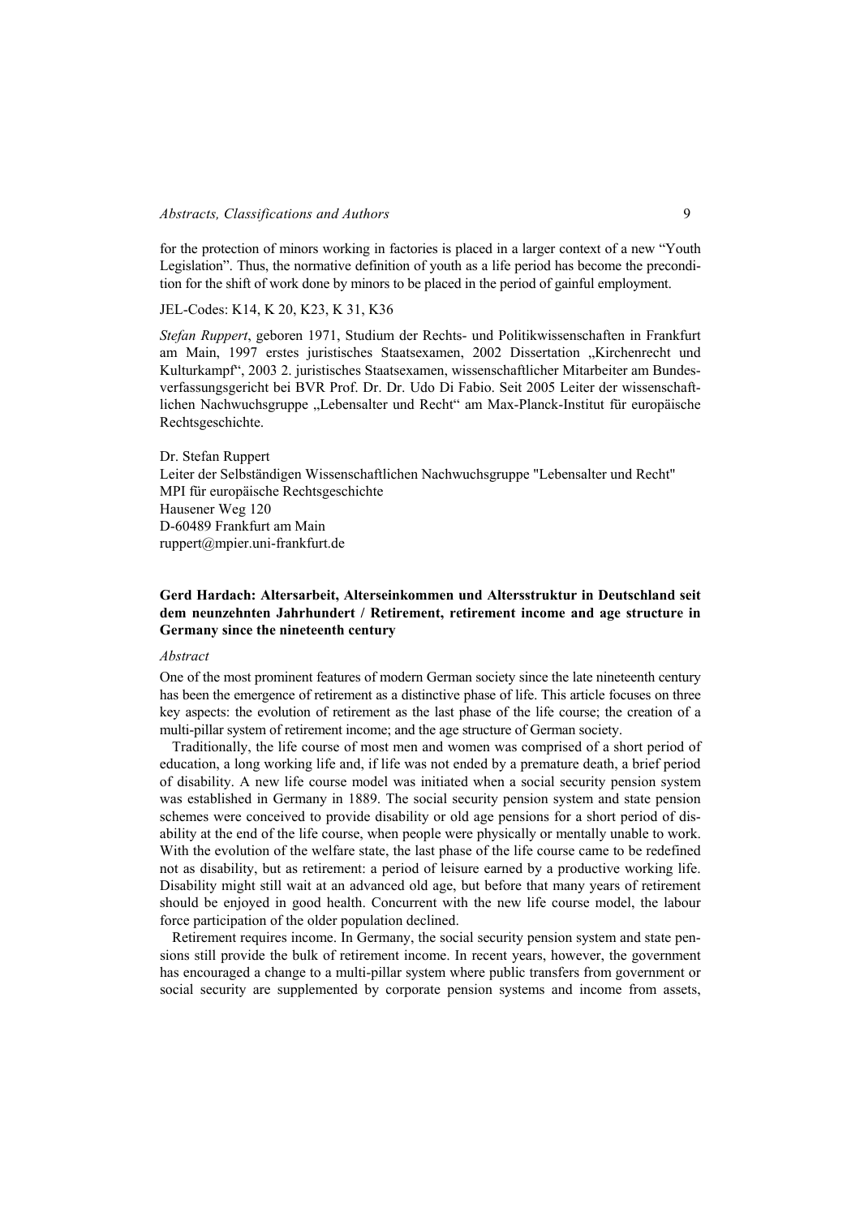for the protection of minors working in factories is placed in a larger context of a new "Youth Legislation". Thus, the normative definition of youth as a life period has become the precondition for the shift of work done by minors to be placed in the period of gainful employment.

JEL-Codes: K14, K 20, K23, K 31, K36

*Stefan Ruppert*, geboren 1971, Studium der Rechts- und Politikwissenschaften in Frankfurt am Main, 1997 erstes juristisches Staatsexamen, 2002 Dissertation „Kirchenrecht und Kulturkampf", 2003 2. juristisches Staatsexamen, wissenschaftlicher Mitarbeiter am Bundesverfassungsgericht bei BVR Prof. Dr. Dr. Udo Di Fabio. Seit 2005 Leiter der wissenschaftlichen Nachwuchsgruppe „Lebensalter und Recht" am Max-Planck-Institut für europäische Rechtsgeschichte.

Dr. Stefan Ruppert
Leiter der Selbständigen Wissenschaftlichen Nachwuchsgruppe "Lebensalter und Recht"
MPI für europäische Rechtsgeschichte
Hausener Weg 120
D-60489 Frankfurt am Main
ruppert@mpier.uni-frankfurt.de

### Gerd Hardach: Altersarbeit, Alterseinkommen und Altersstruktur in Deutschland seit dem neunzehnten Jahrhundert / Retirement, retirement income and age structure in Germany since the nineteenth century

*Abstract*

One of the most prominent features of modern German society since the late nineteenth century has been the emergence of retirement as a distinctive phase of life. This article focuses on three key aspects: the evolution of retirement as the last phase of the life course; the creation of a multi-pillar system of retirement income; and the age structure of German society.

Traditionally, the life course of most men and women was comprised of a short period of education, a long working life and, if life was not ended by a premature death, a brief period of disability. A new life course model was initiated when a social security pension system was established in Germany in 1889. The social security pension system and state pension schemes were conceived to provide disability or old age pensions for a short period of disability at the end of the life course, when people were physically or mentally unable to work. With the evolution of the welfare state, the last phase of the life course came to be redefined not as disability, but as retirement: a period of leisure earned by a productive working life. Disability might still wait at an advanced old age, but before that many years of retirement should be enjoyed in good health. Concurrent with the new life course model, the labour force participation of the older population declined.

Retirement requires income. In Germany, the social security pension system and state pensions still provide the bulk of retirement income. In recent years, however, the government has encouraged a change to a multi-pillar system where public transfers from government or social security are supplemented by corporate pension systems and income from assets,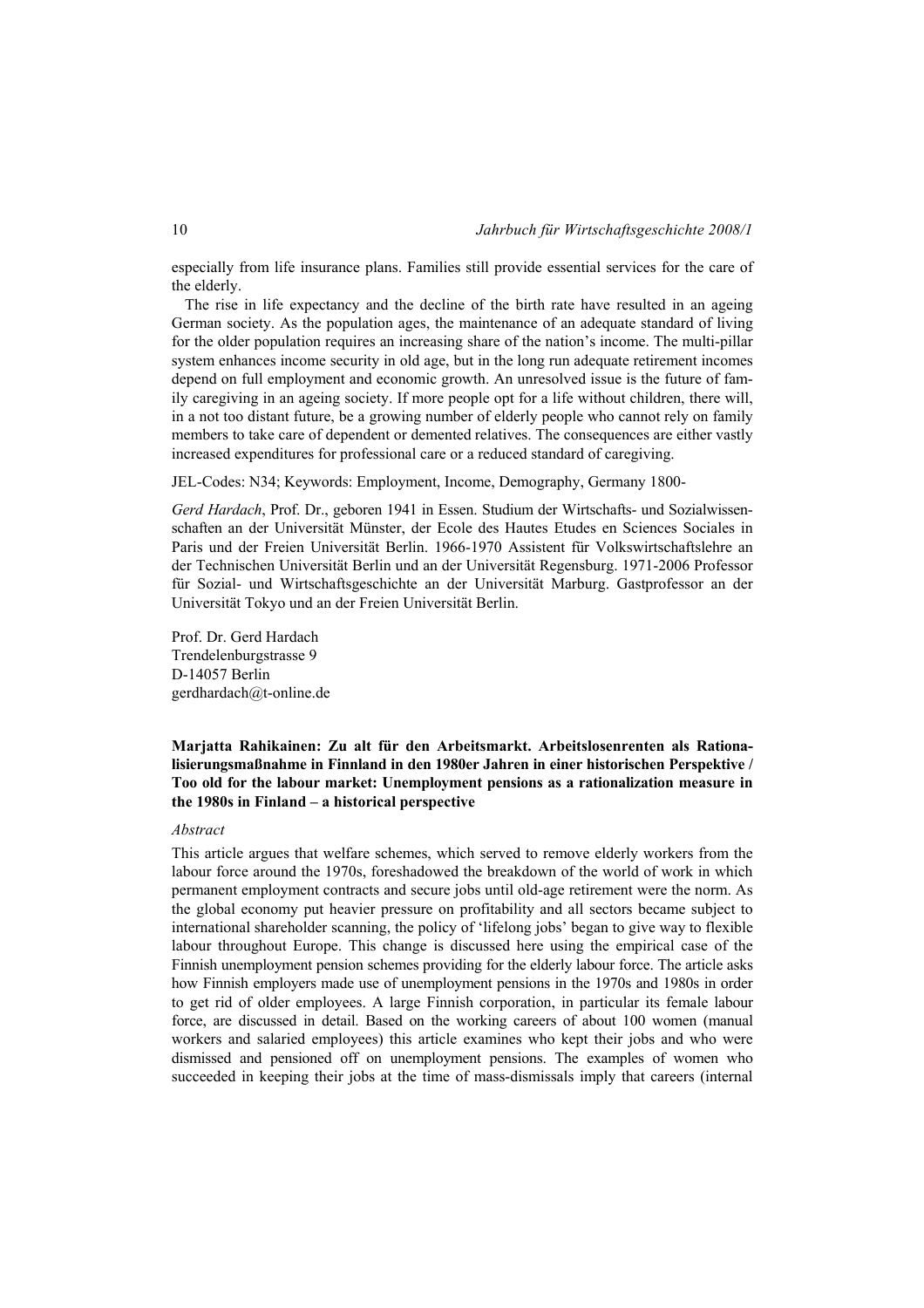especially from life insurance plans. Families still provide essential services for the care of the elderly.

The rise in life expectancy and the decline of the birth rate have resulted in an ageing German society. As the population ages, the maintenance of an adequate standard of living for the older population requires an increasing share of the nation's income. The multi-pillar system enhances income security in old age, but in the long run adequate retirement incomes depend on full employment and economic growth. An unresolved issue is the future of family caregiving in an ageing society. If more people opt for a life without children, there will, in a not too distant future, be a growing number of elderly people who cannot rely on family members to take care of dependent or demented relatives. The consequences are either vastly increased expenditures for professional care or a reduced standard of caregiving.

JEL-Codes: N34; Keywords: Employment, Income, Demography, Germany 1800-

*Gerd Hardach*, Prof. Dr., geboren 1941 in Essen. Studium der Wirtschafts- und Sozialwissenschaften an der Universität Münster, der Ecole des Hautes Etudes en Sciences Sociales in Paris und der Freien Universität Berlin. 1966-1970 Assistent für Volkswirtschaftslehre an der Technischen Universität Berlin und an der Universität Regensburg. 1971-2006 Professor für Sozial- und Wirtschaftsgeschichte an der Universität Marburg. Gastprofessor an der Universität Tokyo und an der Freien Universität Berlin.

Prof. Dr. Gerd Hardach
Trendelenburgstrasse 9
D-14057 Berlin
gerdhardach@t-online.de

**Marjatta Rahikainen: Zu alt für den Arbeitsmarkt. Arbeitslosenrenten als Rationalisierungsmaßnahme in Finnland in den 1980er Jahren in einer historischen Perspektive / Too old for the labour market: Unemployment pensions as a rationalization measure in the 1980s in Finland – a historical perspective**

*Abstract*

This article argues that welfare schemes, which served to remove elderly workers from the labour force around the 1970s, foreshadowed the breakdown of the world of work in which permanent employment contracts and secure jobs until old-age retirement were the norm. As the global economy put heavier pressure on profitability and all sectors became subject to international shareholder scanning, the policy of 'lifelong jobs' began to give way to flexible labour throughout Europe. This change is discussed here using the empirical case of the Finnish unemployment pension schemes providing for the elderly labour force. The article asks how Finnish employers made use of unemployment pensions in the 1970s and 1980s in order to get rid of older employees. A large Finnish corporation, in particular its female labour force, are discussed in detail. Based on the working careers of about 100 women (manual workers and salaried employees) this article examines who kept their jobs and who were dismissed and pensioned off on unemployment pensions. The examples of women who succeeded in keeping their jobs at the time of mass-dismissals imply that careers (internal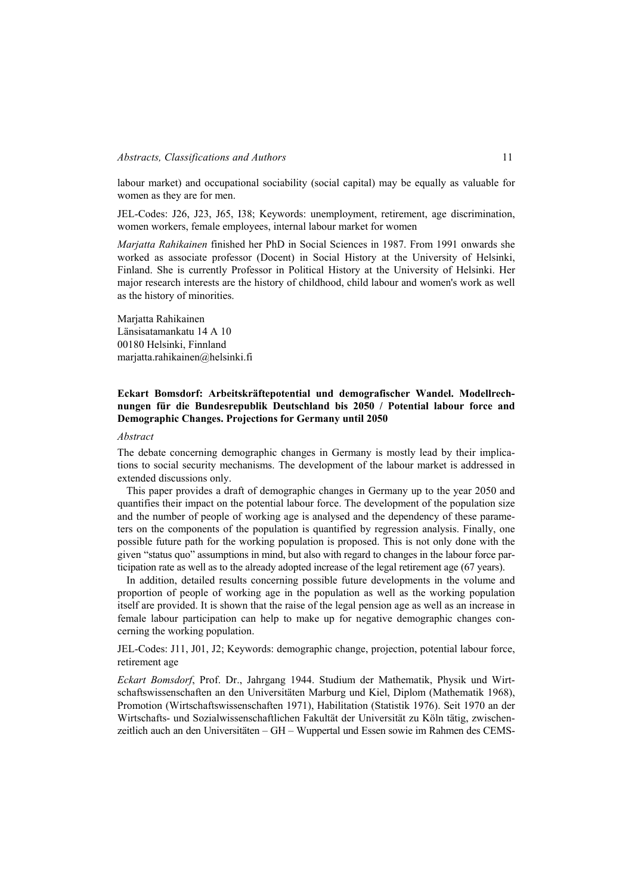labour market) and occupational sociability (social capital) may be equally as valuable for women as they are for men.

JEL-Codes: J26, J23, J65, I38; Keywords: unemployment, retirement, age discrimination, women workers, female employees, internal labour market for women

*Marjatta Rahikainen* finished her PhD in Social Sciences in 1987. From 1991 onwards she worked as associate professor (Docent) in Social History at the University of Helsinki, Finland. She is currently Professor in Political History at the University of Helsinki. Her major research interests are the history of childhood, child labour and women's work as well as the history of minorities.

Marjatta Rahikainen
Länsisatamankatu 14 A 10
00180 Helsinki, Finnland
marjatta.rahikainen@helsinki.fi

**Eckart Bomsdorf: Arbeitskräftepotential und demografischer Wandel. Modellrechnungen für die Bundesrepublik Deutschland bis 2050 / Potential labour force and Demographic Changes. Projections for Germany until 2050**

*Abstract*

The debate concerning demographic changes in Germany is mostly lead by their implications to social security mechanisms. The development of the labour market is addressed in extended discussions only.

This paper provides a draft of demographic changes in Germany up to the year 2050 and quantifies their impact on the potential labour force. The development of the population size and the number of people of working age is analysed and the dependency of these parameters on the components of the population is quantified by regression analysis. Finally, one possible future path for the working population is proposed. This is not only done with the given "status quo" assumptions in mind, but also with regard to changes in the labour force participation rate as well as to the already adopted increase of the legal retirement age (67 years).

In addition, detailed results concerning possible future developments in the volume and proportion of people of working age in the population as well as the working population itself are provided. It is shown that the raise of the legal pension age as well as an increase in female labour participation can help to make up for negative demographic changes concerning the working population.

JEL-Codes: J11, J01, J2; Keywords: demographic change, projection, potential labour force, retirement age

*Eckart Bomsdorf*, Prof. Dr., Jahrgang 1944. Studium der Mathematik, Physik und Wirtschaftswissenschaften an den Universitäten Marburg und Kiel, Diplom (Mathematik 1968), Promotion (Wirtschaftswissenschaften 1971), Habilitation (Statistik 1976). Seit 1970 an der Wirtschafts- und Sozialwissenschaftlichen Fakultät der Universität zu Köln tätig, zwischenzeitlich auch an den Universitäten – GH – Wuppertal und Essen sowie im Rahmen des CEMS-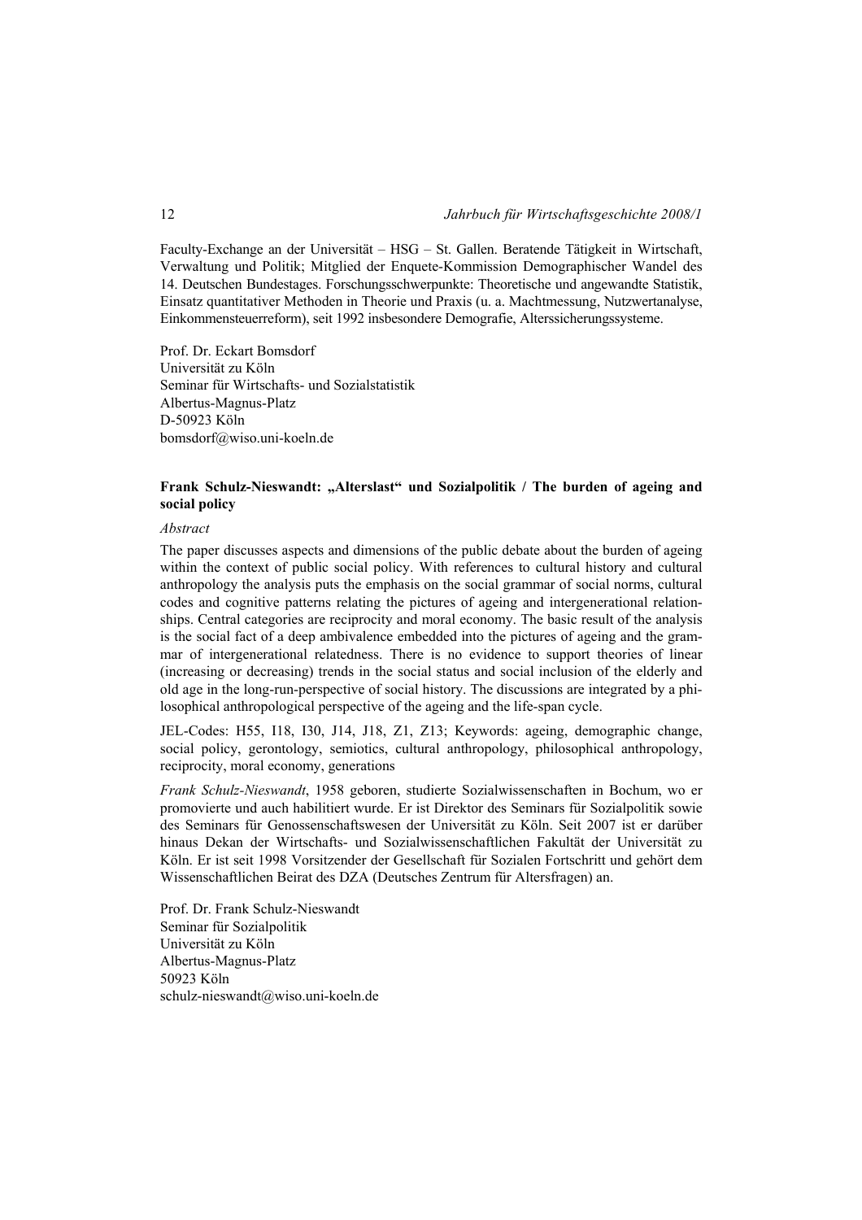Faculty-Exchange an der Universität – HSG – St. Gallen. Beratende Tätigkeit in Wirtschaft, Verwaltung und Politik; Mitglied der Enquete-Kommission Demographischer Wandel des 14. Deutschen Bundestages. Forschungsschwerpunkte: Theoretische und angewandte Statistik, Einsatz quantitativer Methoden in Theorie und Praxis (u. a. Machtmessung, Nutzwertanalyse, Einkommensteuerreform), seit 1992 insbesondere Demografie, Alterssicherungssysteme.

Prof. Dr. Eckart Bomsdorf
Universität zu Köln
Seminar für Wirtschafts- und Sozialstatistik
Albertus-Magnus-Platz
D-50923 Köln
bomsdorf@wiso.uni-koeln.de

**Frank Schulz-Nieswandt: „Alterslast" und Sozialpolitik / The burden of ageing and social policy**

*Abstract*

The paper discusses aspects and dimensions of the public debate about the burden of ageing within the context of public social policy. With references to cultural history and cultural anthropology the analysis puts the emphasis on the social grammar of social norms, cultural codes and cognitive patterns relating the pictures of ageing and intergenerational relationships. Central categories are reciprocity and moral economy. The basic result of the analysis is the social fact of a deep ambivalence embedded into the pictures of ageing and the grammar of intergenerational relatedness. There is no evidence to support theories of linear (increasing or decreasing) trends in the social status and social inclusion of the elderly and old age in the long-run-perspective of social history. The discussions are integrated by a philosophical anthropological perspective of the ageing and the life-span cycle.

JEL-Codes: H55, I18, I30, J14, J18, Z1, Z13; Keywords: ageing, demographic change, social policy, gerontology, semiotics, cultural anthropology, philosophical anthropology, reciprocity, moral economy, generations

*Frank Schulz-Nieswandt*, 1958 geboren, studierte Sozialwissenschaften in Bochum, wo er promovierte und auch habilitiert wurde. Er ist Direktor des Seminars für Sozialpolitik sowie des Seminars für Genossenschaftswesen der Universität zu Köln. Seit 2007 ist er darüber hinaus Dekan der Wirtschafts- und Sozialwissenschaftlichen Fakultät der Universität zu Köln. Er ist seit 1998 Vorsitzender der Gesellschaft für Sozialen Fortschritt und gehört dem Wissenschaftlichen Beirat des DZA (Deutsches Zentrum für Altersfragen) an.

Prof. Dr. Frank Schulz-Nieswandt
Seminar für Sozialpolitik
Universität zu Köln
Albertus-Magnus-Platz
50923 Köln
schulz-nieswandt@wiso.uni-koeln.de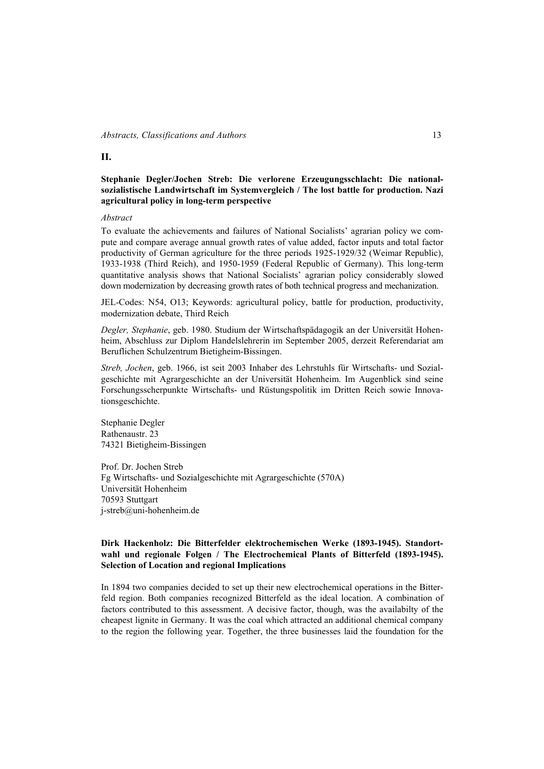## II.

**Stephanie Degler/Jochen Streb: Die verlorene Erzeugungsschlacht: Die nationalsozialistische Landwirtschaft im Systemvergleich / The lost battle for production. Nazi agricultural policy in long-term perspective**

*Abstract*

To evaluate the achievements and failures of National Socialists' agrarian policy we compute and compare average annual growth rates of value added, factor inputs and total factor productivity of German agriculture for the three periods 1925-1929/32 (Weimar Republic), 1933-1938 (Third Reich), and 1950-1959 (Federal Republic of Germany). This long-term quantitative analysis shows that National Socialists' agrarian policy considerably slowed down modernization by decreasing growth rates of both technical progress and mechanization.

JEL-Codes: N54, O13; Keywords: agricultural policy, battle for production, productivity, modernization debate, Third Reich

*Degler, Stephanie*, geb. 1980. Studium der Wirtschaftspädagogik an der Universität Hohenheim, Abschluss zur Diplom Handelslehrerin im September 2005, derzeit Referendariat am Beruflichen Schulzentrum Bietigheim-Bissingen.

*Streb, Jochen*, geb. 1966, ist seit 2003 Inhaber des Lehrstuhls für Wirtschafts- und Sozialgeschichte mit Agrargeschichte an der Universität Hohenheim. Im Augenblick sind seine Forschungsscherpunkte Wirtschafts- und Rüstungspolitik im Dritten Reich sowie Innovationsgeschichte.

Stephanie Degler
Rathenaustr. 23
74321 Bietigheim-Bissingen

Prof. Dr. Jochen Streb
Fg Wirtschafts- und Sozialgeschichte mit Agrargeschichte (570A)
Universität Hohenheim
70593 Stuttgart
j-streb@uni-hohenheim.de

**Dirk Hackenholz: Die Bitterfelder elektrochemischen Werke (1893-1945). Standortwahl und regionale Folgen / The Electrochemical Plants of Bitterfeld (1893-1945). Selection of Location and regional Implications**

In 1894 two companies decided to set up their new electrochemical operations in the Bitterfeld region. Both companies recognized Bitterfeld as the ideal location. A combination of factors contributed to this assessment. A decisive factor, though, was the availabilty of the cheapest lignite in Germany. It was the coal which attracted an additional chemical company to the region the following year. Together, the three businesses laid the foundation for the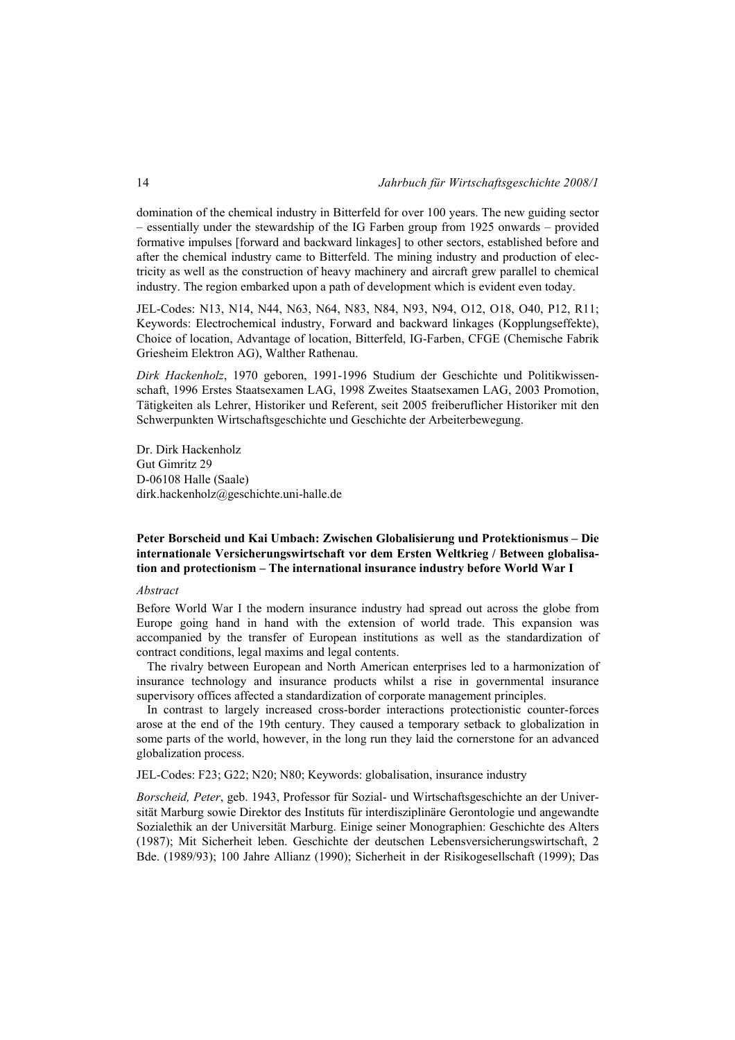domination of the chemical industry in Bitterfeld for over 100 years. The new guiding sector – essentially under the stewardship of the IG Farben group from 1925 onwards – provided formative impulses [forward and backward linkages] to other sectors, established before and after the chemical industry came to Bitterfeld. The mining industry and production of electricity as well as the construction of heavy machinery and aircraft grew parallel to chemical industry. The region embarked upon a path of development which is evident even today.

JEL-Codes: N13, N14, N44, N63, N64, N83, N84, N93, N94, O12, O18, O40, P12, R11; Keywords: Electrochemical industry, Forward and backward linkages (Kopplungseffekte), Choice of location, Advantage of location, Bitterfeld, IG-Farben, CFGE (Chemische Fabrik Griesheim Elektron AG), Walther Rathenau.

*Dirk Hackenholz*, 1970 geboren, 1991-1996 Studium der Geschichte und Politikwissenschaft, 1996 Erstes Staatsexamen LAG, 1998 Zweites Staatsexamen LAG, 2003 Promotion, Tätigkeiten als Lehrer, Historiker und Referent, seit 2005 freiberuflicher Historiker mit den Schwerpunkten Wirtschaftsgeschichte und Geschichte der Arbeiterbewegung.

Dr. Dirk Hackenholz
Gut Gimritz 29
D-06108 Halle (Saale)
dirk.hackenholz@geschichte.uni-halle.de

**Peter Borscheid und Kai Umbach: Zwischen Globalisierung und Protektionismus – Die internationale Versicherungswirtschaft vor dem Ersten Weltkrieg / Between globalisation and protectionism – The international insurance industry before World War I**

*Abstract*

Before World War I the modern insurance industry had spread out across the globe from Europe going hand in hand with the extension of world trade. This expansion was accompanied by the transfer of European institutions as well as the standardization of contract conditions, legal maxims and legal contents.

The rivalry between European and North American enterprises led to a harmonization of insurance technology and insurance products whilst a rise in governmental insurance supervisory offices affected a standardization of corporate management principles.

In contrast to largely increased cross-border interactions protectionistic counter-forces arose at the end of the 19th century. They caused a temporary setback to globalization in some parts of the world, however, in the long run they laid the cornerstone for an advanced globalization process.

JEL-Codes: F23; G22; N20; N80; Keywords: globalisation, insurance industry

*Borscheid, Peter*, geb. 1943, Professor für Sozial- und Wirtschaftsgeschichte an der Universität Marburg sowie Direktor des Instituts für interdisziplinäre Gerontologie und angewandte Sozialethik an der Universität Marburg. Einige seiner Monographien: Geschichte des Alters (1987); Mit Sicherheit leben. Geschichte der deutschen Lebensversicherungswirtschaft, 2 Bde. (1989/93); 100 Jahre Allianz (1990); Sicherheit in der Risikogesellschaft (1999); Das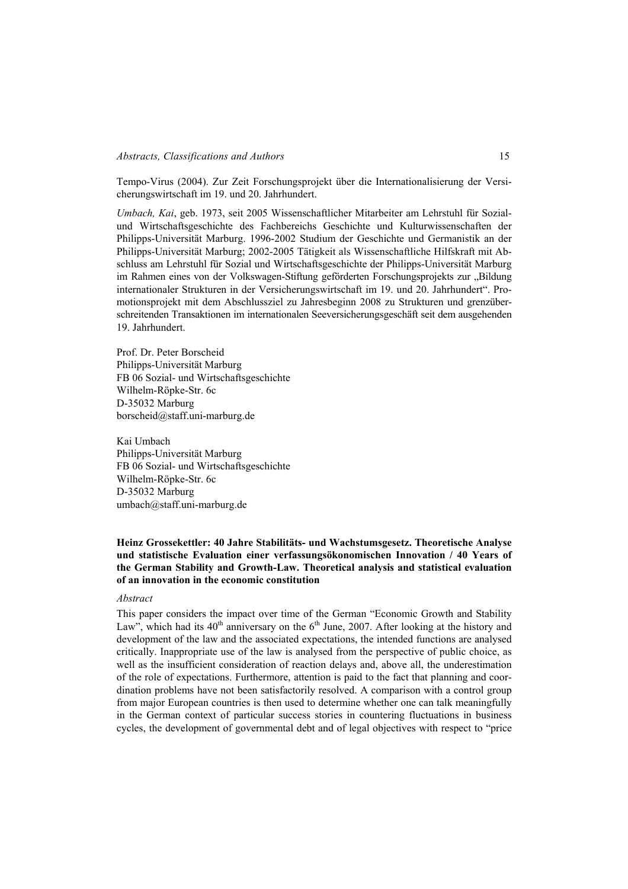Tempo-Virus (2004). Zur Zeit Forschungsprojekt über die Internationalisierung der Versicherungswirtschaft im 19. und 20. Jahrhundert.

*Umbach, Kai*, geb. 1973, seit 2005 Wissenschaftlicher Mitarbeiter am Lehrstuhl für Sozial- und Wirtschaftsgeschichte des Fachbereichs Geschichte und Kulturwissenschaften der Philipps-Universität Marburg. 1996-2002 Studium der Geschichte und Germanistik an der Philipps-Universität Marburg; 2002-2005 Tätigkeit als Wissenschaftliche Hilfskraft mit Abschluss am Lehrstuhl für Sozial und Wirtschaftsgeschichte der Philipps-Universität Marburg im Rahmen eines von der Volkswagen-Stiftung geförderten Forschungsprojekts zur „Bildung internationaler Strukturen in der Versicherungswirtschaft im 19. und 20. Jahrhundert". Promotionsprojekt mit dem Abschlussziel zu Jahresbeginn 2008 zu Strukturen und grenzüberschreitenden Transaktionen im internationalen Seeversicherungsgeschäft seit dem ausgehenden 19. Jahrhundert.

Prof. Dr. Peter Borscheid  
Philipps-Universität Marburg  
FB 06 Sozial- und Wirtschaftsgeschichte  
Wilhelm-Röpke-Str. 6c  
D-35032 Marburg  
borscheid@staff.uni-marburg.de

Kai Umbach  
Philipps-Universität Marburg  
FB 06 Sozial- und Wirtschaftsgeschichte  
Wilhelm-Röpke-Str. 6c  
D-35032 Marburg  
umbach@staff.uni-marburg.de

**Heinz Grossekettler: 40 Jahre Stabilitäts- und Wachstumsgesetz. Theoretische Analyse und statistische Evaluation einer verfassungsökonomischen Innovation / 40 Years of the German Stability and Growth-Law. Theoretical analysis and statistical evaluation of an innovation in the economic constitution**

*Abstract*

This paper considers the impact over time of the German "Economic Growth and Stability Law", which had its 40th anniversary on the 6th June, 2007. After looking at the history and development of the law and the associated expectations, the intended functions are analysed critically. Inappropriate use of the law is analysed from the perspective of public choice, as well as the insufficient consideration of reaction delays and, above all, the underestimation of the role of expectations. Furthermore, attention is paid to the fact that planning and coordination problems have not been satisfactorily resolved. A comparison with a control group from major European countries is then used to determine whether one can talk meaningfully in the German context of particular success stories in countering fluctuations in business cycles, the development of governmental debt and of legal objectives with respect to "price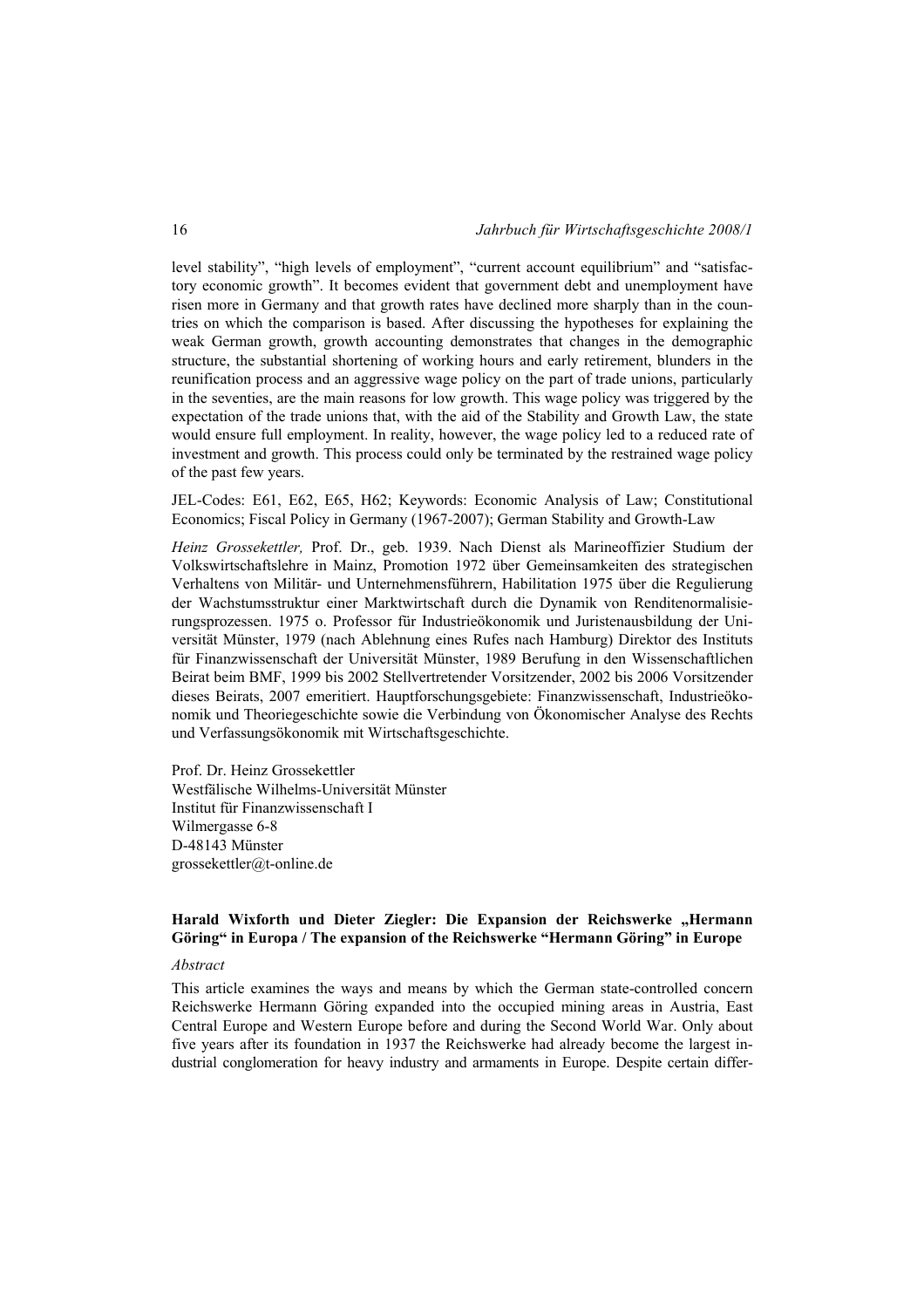level stability", "high levels of employment", "current account equilibrium" and "satisfactory economic growth". It becomes evident that government debt and unemployment have risen more in Germany and that growth rates have declined more sharply than in the countries on which the comparison is based. After discussing the hypotheses for explaining the weak German growth, growth accounting demonstrates that changes in the demographic structure, the substantial shortening of working hours and early retirement, blunders in the reunification process and an aggressive wage policy on the part of trade unions, particularly in the seventies, are the main reasons for low growth. This wage policy was triggered by the expectation of the trade unions that, with the aid of the Stability and Growth Law, the state would ensure full employment. In reality, however, the wage policy led to a reduced rate of investment and growth. This process could only be terminated by the restrained wage policy of the past few years.

JEL-Codes: E61, E62, E65, H62; Keywords: Economic Analysis of Law; Constitutional Economics; Fiscal Policy in Germany (1967-2007); German Stability and Growth-Law

*Heinz Grossekettler,* Prof. Dr., geb. 1939. Nach Dienst als Marineoffizier Studium der Volkswirtschaftslehre in Mainz, Promotion 1972 über Gemeinsamkeiten des strategischen Verhaltens von Militär- und Unternehmensführern, Habilitation 1975 über die Regulierung der Wachstumsstruktur einer Marktwirtschaft durch die Dynamik von Renditenormalisierungsprozessen. 1975 o. Professor für Industrieökonomik und Juristenausbildung der Universität Münster, 1979 (nach Ablehnung eines Rufes nach Hamburg) Direktor des Instituts für Finanzwissenschaft der Universität Münster, 1989 Berufung in den Wissenschaftlichen Beirat beim BMF, 1999 bis 2002 Stellvertretender Vorsitzender, 2002 bis 2006 Vorsitzender dieses Beirats, 2007 emeritiert. Hauptforschungsgebiete: Finanzwissenschaft, Industrieökonomik und Theoriegeschichte sowie die Verbindung von Ökonomischer Analyse des Rechts und Verfassungsökonomik mit Wirtschaftsgeschichte.

Prof. Dr. Heinz Grossekettler
Westfälische Wilhelms-Universität Münster
Institut für Finanzwissenschaft I
Wilmergasse 6-8
D-48143 Münster
grossekettler@t-online.de

### Harald Wixforth und Dieter Ziegler: Die Expansion der Reichswerke „Hermann Göring" in Europa / The expansion of the Reichswerke "Hermann Göring" in Europe

*Abstract*

This article examines the ways and means by which the German state-controlled concern Reichswerke Hermann Göring expanded into the occupied mining areas in Austria, East Central Europe and Western Europe before and during the Second World War. Only about five years after its foundation in 1937 the Reichswerke had already become the largest industrial conglomeration for heavy industry and armaments in Europe. Despite certain differ-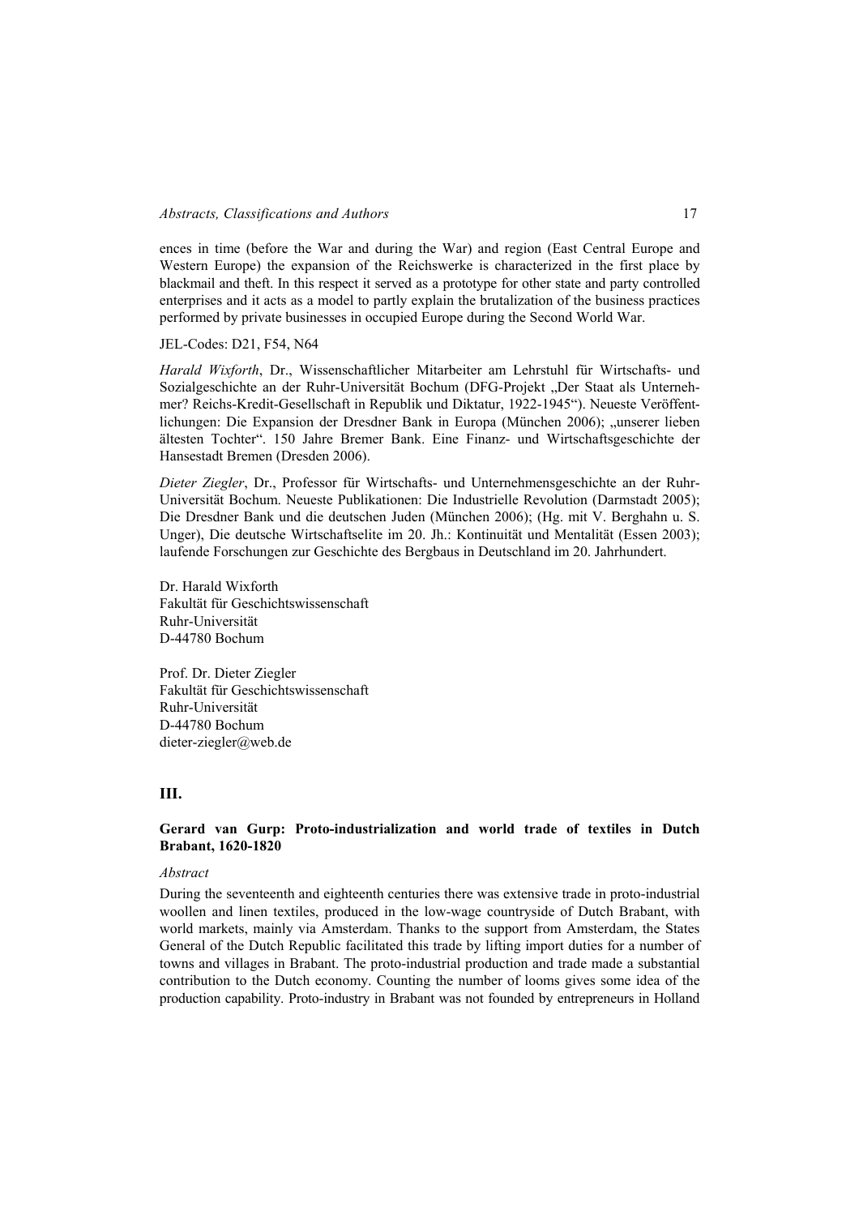ences in time (before the War and during the War) and region (East Central Europe and Western Europe) the expansion of the Reichswerke is characterized in the first place by blackmail and theft. In this respect it served as a prototype for other state and party controlled enterprises and it acts as a model to partly explain the brutalization of the business practices performed by private businesses in occupied Europe during the Second World War.

JEL-Codes: D21, F54, N64

*Harald Wixforth*, Dr., Wissenschaftlicher Mitarbeiter am Lehrstuhl für Wirtschafts- und Sozialgeschichte an der Ruhr-Universität Bochum (DFG-Projekt „Der Staat als Unternehmer? Reichs-Kredit-Gesellschaft in Republik und Diktatur, 1922-1945"). Neueste Veröffentlichungen: Die Expansion der Dresdner Bank in Europa (München 2006); „unserer lieben ältesten Tochter". 150 Jahre Bremer Bank. Eine Finanz- und Wirtschaftsgeschichte der Hansestadt Bremen (Dresden 2006).

*Dieter Ziegler*, Dr., Professor für Wirtschafts- und Unternehmensgeschichte an der Ruhr-Universität Bochum. Neueste Publikationen: Die Industrielle Revolution (Darmstadt 2005); Die Dresdner Bank und die deutschen Juden (München 2006); (Hg. mit V. Berghahn u. S. Unger), Die deutsche Wirtschaftselite im 20. Jh.: Kontinuität und Mentalität (Essen 2003); laufende Forschungen zur Geschichte des Bergbaus in Deutschland im 20. Jahrhundert.

Dr. Harald Wixforth
Fakultät für Geschichtswissenschaft
Ruhr-Universität
D-44780 Bochum

Prof. Dr. Dieter Ziegler
Fakultät für Geschichtswissenschaft
Ruhr-Universität
D-44780 Bochum
dieter-ziegler@web.de

## III.

### Gerard van Gurp: Proto-industrialization and world trade of textiles in Dutch Brabant, 1620-1820

*Abstract*

During the seventeenth and eighteenth centuries there was extensive trade in proto-industrial woollen and linen textiles, produced in the low-wage countryside of Dutch Brabant, with world markets, mainly via Amsterdam. Thanks to the support from Amsterdam, the States General of the Dutch Republic facilitated this trade by lifting import duties for a number of towns and villages in Brabant. The proto-industrial production and trade made a substantial contribution to the Dutch economy. Counting the number of looms gives some idea of the production capability. Proto-industry in Brabant was not founded by entrepreneurs in Holland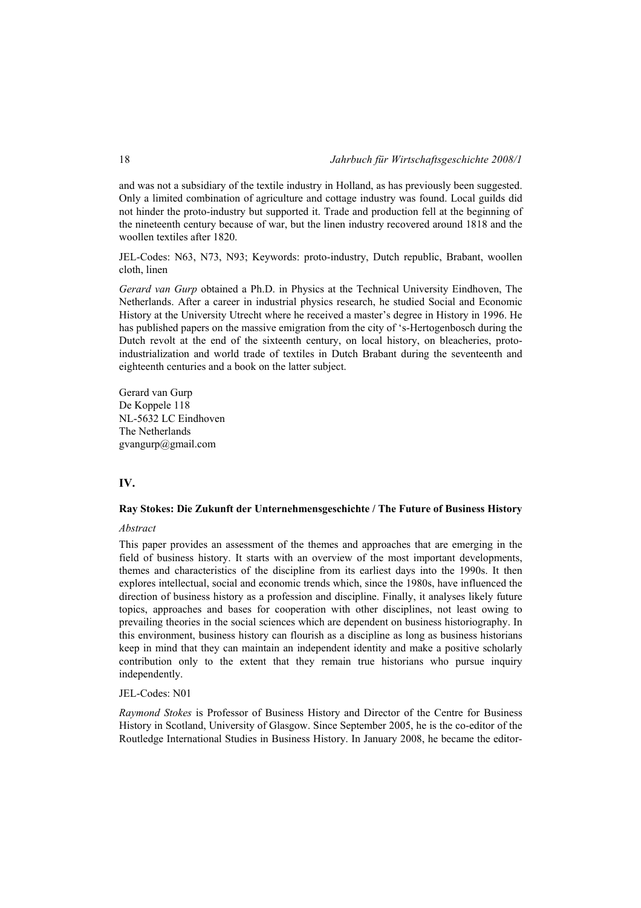and was not a subsidiary of the textile industry in Holland, as has previously been suggested. Only a limited combination of agriculture and cottage industry was found. Local guilds did not hinder the proto-industry but supported it. Trade and production fell at the beginning of the nineteenth century because of war, but the linen industry recovered around 1818 and the woollen textiles after 1820.

JEL-Codes: N63, N73, N93; Keywords: proto-industry, Dutch republic, Brabant, woollen cloth, linen

*Gerard van Gurp* obtained a Ph.D. in Physics at the Technical University Eindhoven, The Netherlands. After a career in industrial physics research, he studied Social and Economic History at the University Utrecht where he received a master's degree in History in 1996. He has published papers on the massive emigration from the city of 's-Hertogenbosch during the Dutch revolt at the end of the sixteenth century, on local history, on bleacheries, proto-industrialization and world trade of textiles in Dutch Brabant during the seventeenth and eighteenth centuries and a book on the latter subject.

Gerard van Gurp
De Koppele 118
NL-5632 LC Eindhoven
The Netherlands
gvangurp@gmail.com

## IV.

### Ray Stokes: Die Zukunft der Unternehmensgeschichte / The Future of Business History

*Abstract*

This paper provides an assessment of the themes and approaches that are emerging in the field of business history. It starts with an overview of the most important developments, themes and characteristics of the discipline from its earliest days into the 1990s. It then explores intellectual, social and economic trends which, since the 1980s, have influenced the direction of business history as a profession and discipline. Finally, it analyses likely future topics, approaches and bases for cooperation with other disciplines, not least owing to prevailing theories in the social sciences which are dependent on business historiography. In this environment, business history can flourish as a discipline as long as business historians keep in mind that they can maintain an independent identity and make a positive scholarly contribution only to the extent that they remain true historians who pursue inquiry independently.

JEL-Codes: N01

*Raymond Stokes* is Professor of Business History and Director of the Centre for Business History in Scotland, University of Glasgow. Since September 2005, he is the co-editor of the Routledge International Studies in Business History. In January 2008, he became the editor-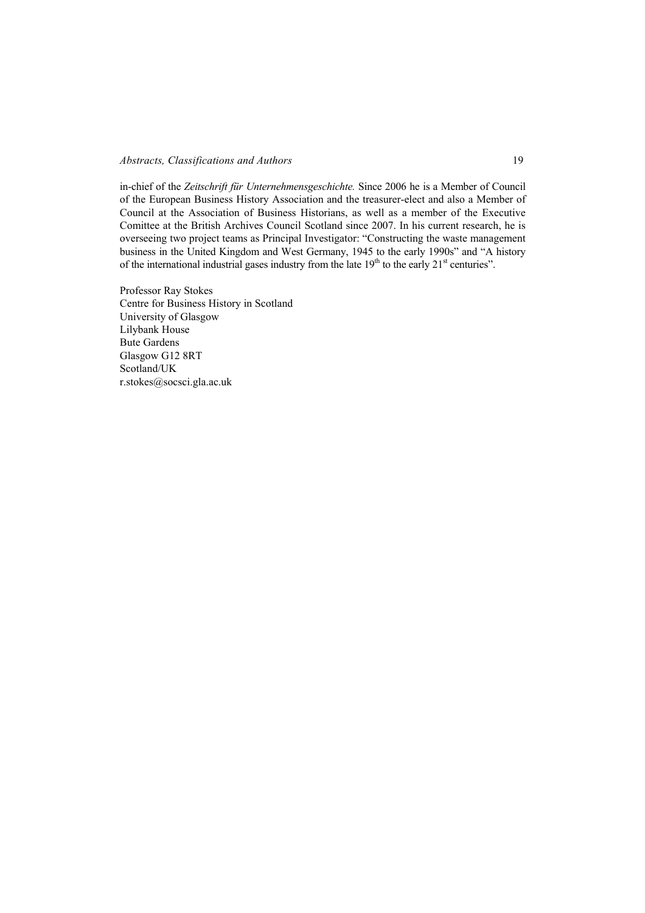in-chief of the *Zeitschrift für Unternehmensgeschichte.* Since 2006 he is a Member of Council of the European Business History Association and the treasurer-elect and also a Member of Council at the Association of Business Historians, as well as a member of the Executive Comittee at the British Archives Council Scotland since 2007. In his current research, he is overseeing two project teams as Principal Investigator: "Constructing the waste management business in the United Kingdom and West Germany, 1945 to the early 1990s" and "A history of the international industrial gases industry from the late 19th to the early 21st centuries".

Professor Ray Stokes
Centre for Business History in Scotland
University of Glasgow
Lilybank House
Bute Gardens
Glasgow G12 8RT
Scotland/UK
r.stokes@socsci.gla.ac.uk